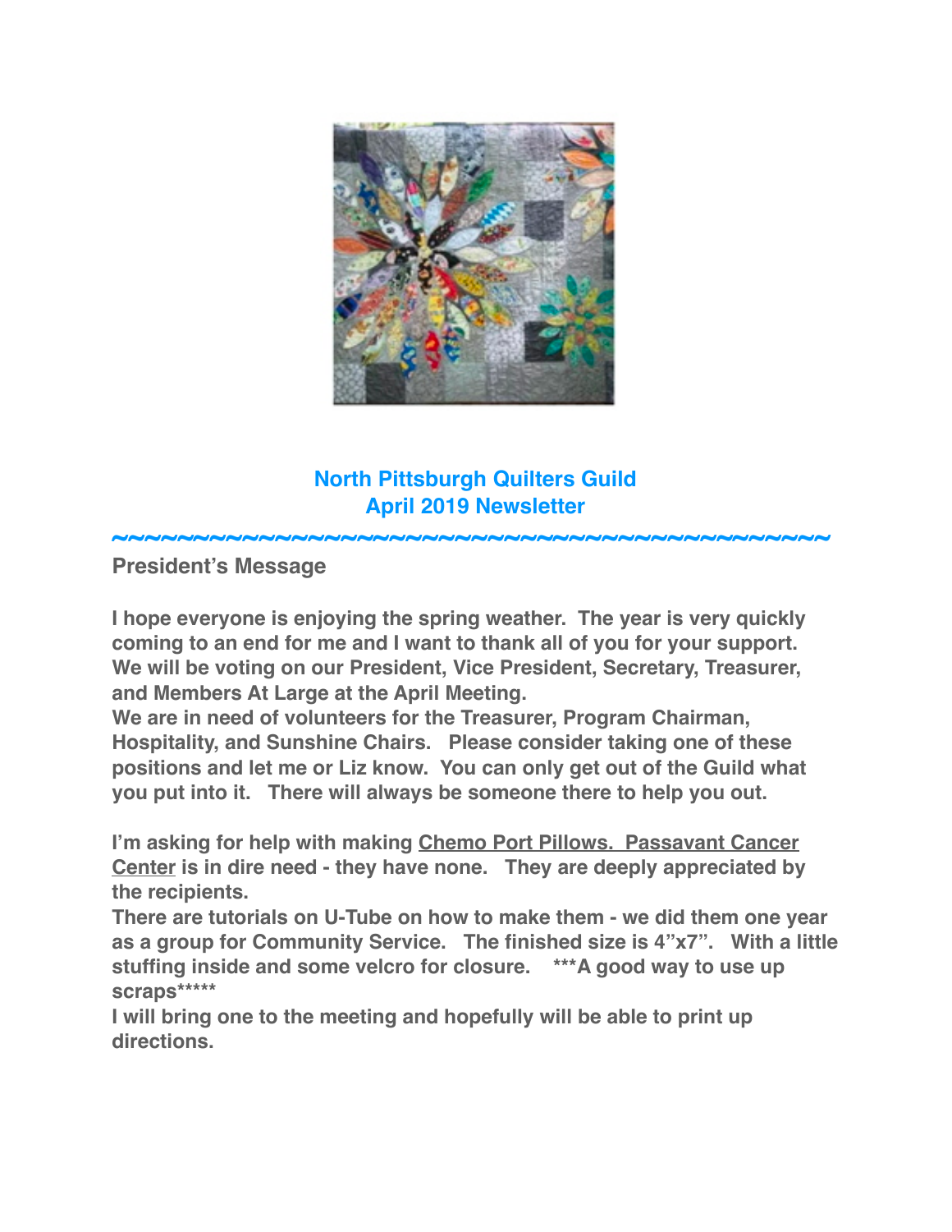# North Pittsburgh Quilters Guild
# April 2019 Newsletter

~~~~~~~~~~~~~~~~~~~~~~~~~~~~~~~~~~~~~~~~~~~~~~~~~~~

## President's Message

**I hope everyone is enjoying the spring weather. The year is very quickly coming to an end for me and I want to thank all of you for your support. We will be voting on our President, Vice President, Secretary, Treasurer, and Members At Large at the April Meeting.**
**We are in need of volunteers for the Treasurer, Program Chairman, Hospitality, and Sunshine Chairs. Please consider taking one of these positions and let me or Liz know. You can only get out of the Guild what you put into it. There will always be someone there to help you out.**

**I'm asking for help with making <u>Chemo Port Pillows. Passavant Cancer Center</u> is in dire need - they have none. They are deeply appreciated by the recipients.**
**There are tutorials on U-Tube on how to make them - we did them one year as a group for Community Service. The finished size is 4"x7". With a little stuffing inside and some velcro for closure. ***A good way to use up scraps*****
**I will bring one to the meeting and hopefully will be able to print up directions.**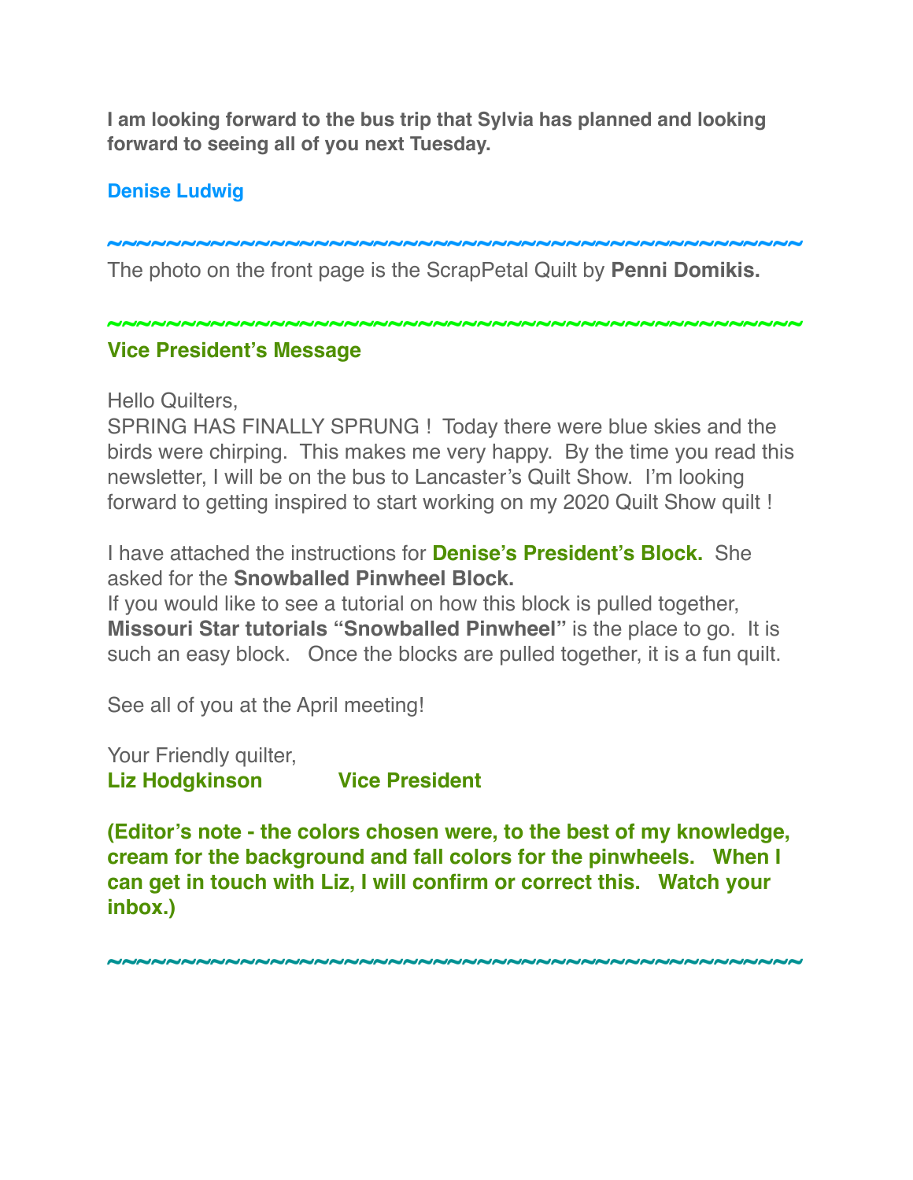**I am looking forward to the bus trip that Sylvia has planned and looking forward to seeing all of you next Tuesday.**

**Denise Ludwig**

~~~~~~~~~~~~~~~~~~~~~~~~~~~~~~~~~~~~~~~~~~~~~~~~~~

The photo on the front page is the ScrapPetal Quilt by **Penni Domikis.**

~~~~~~~~~~~~~~~~~~~~~~~~~~~~~~~~~~~~~~~~~~~~~~~~~~

## Vice President's Message

Hello Quilters,
SPRING HAS FINALLY SPRUNG ! Today there were blue skies and the birds were chirping. This makes me very happy. By the time you read this newsletter, I will be on the bus to Lancaster's Quilt Show. I'm looking forward to getting inspired to start working on my 2020 Quilt Show quilt !

I have attached the instructions for **Denise's President's Block.** She asked for the **Snowballed Pinwheel Block.**
If you would like to see a tutorial on how this block is pulled together, **Missouri Star tutorials "Snowballed Pinwheel"** is the place to go. It is such an easy block. Once the blocks are pulled together, it is a fun quilt.

See all of you at the April meeting!

Your Friendly quilter,
**Liz Hodgkinson Vice President**

**(Editor's note - the colors chosen were, to the best of my knowledge, cream for the background and fall colors for the pinwheels. When I can get in touch with Liz, I will confirm or correct this. Watch your inbox.)**

~~~~~~~~~~~~~~~~~~~~~~~~~~~~~~~~~~~~~~~~~~~~~~~~~~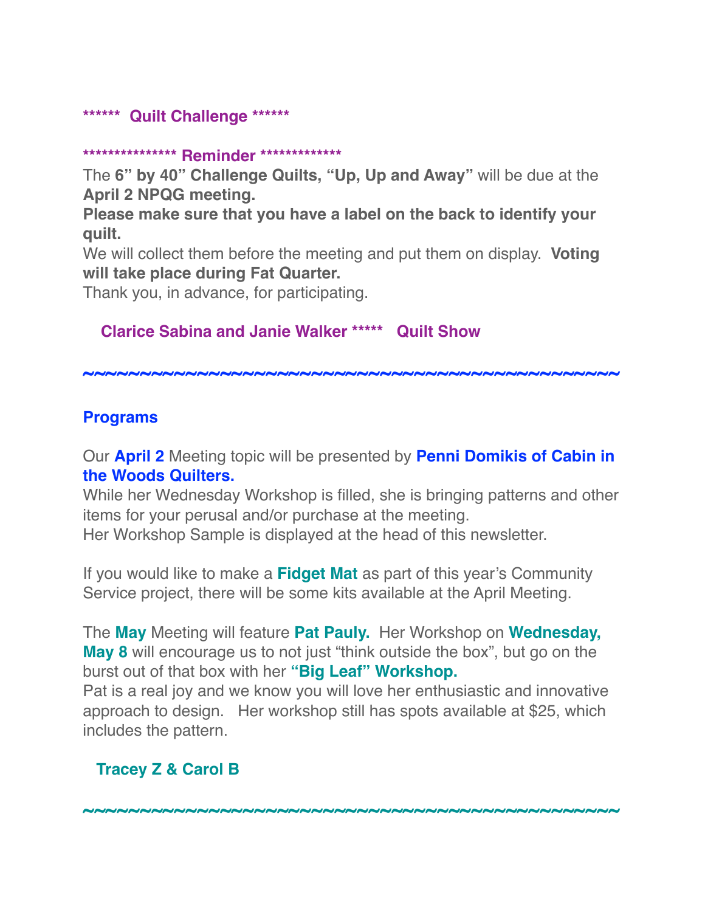## ****** Quilt Challenge ******

**************** Reminder **************

The **6" by 40" Challenge Quilts, "Up, Up and Away"** will be due at the **April 2 NPQG meeting.**

**Please make sure that you have a label on the back to identify your quilt.**

We will collect them before the meeting and put them on display. **Voting will take place during Fat Quarter.**

Thank you, in advance, for participating.

**Clarice Sabina and Janie Walker ***** Quilt Show**

~~~~~~~~~~~~~~~~~~~~~~~~~~~~~~~~~~~~~~~~~~~~~~~~

## Programs

Our **April 2** Meeting topic will be presented by **Penni Domikis of Cabin in the Woods Quilters.**

While her Wednesday Workshop is filled, she is bringing patterns and other items for your perusal and/or purchase at the meeting.

Her Workshop Sample is displayed at the head of this newsletter.

If you would like to make a **Fidget Mat** as part of this year's Community Service project, there will be some kits available at the April Meeting.

The **May** Meeting will feature **Pat Pauly.** Her Workshop on **Wednesday, May 8** will encourage us to not just "think outside the box", but go on the burst out of that box with her **"Big Leaf" Workshop.**

Pat is a real joy and we know you will love her enthusiastic and innovative approach to design. Her workshop still has spots available at $25, which includes the pattern.

**Tracey Z & Carol B**

~~~~~~~~~~~~~~~~~~~~~~~~~~~~~~~~~~~~~~~~~~~~~~~~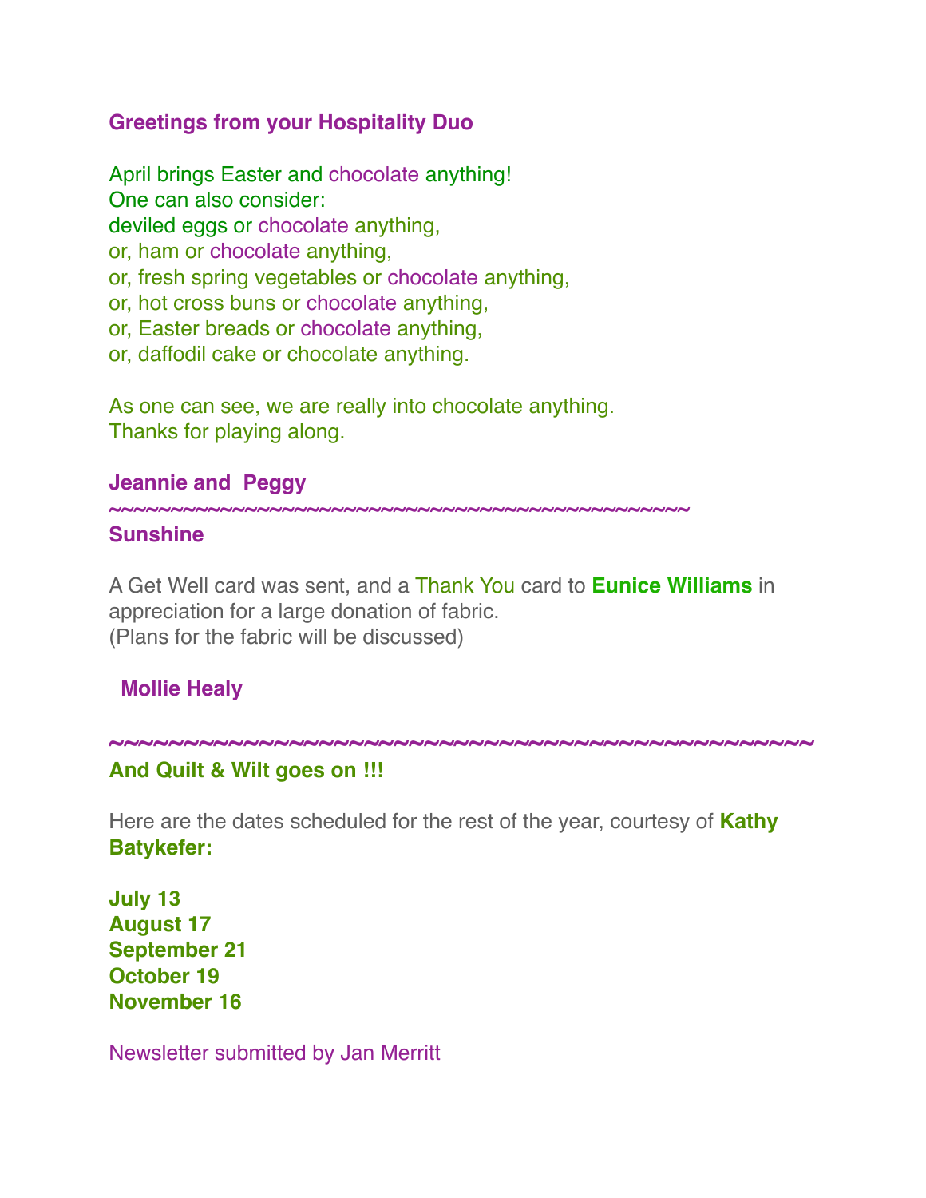**Greetings from your Hospitality Duo**

April brings Easter and chocolate anything!
One can also consider:
deviled eggs or chocolate anything,
or, ham or chocolate anything,
or, fresh spring vegetables or chocolate anything,
or, hot cross buns or chocolate anything,
or, Easter breads or chocolate anything,
or, daffodil cake or chocolate anything.

As one can see, we are really into chocolate anything.
Thanks for playing along.

**Jeannie and Peggy**

~~~~~~~~~~~~~~~~~~~~~~~~~~~~~~~~~~~~~~~~~~~~~~~~

**Sunshine**

A Get Well card was sent, and a Thank You card to **Eunice Williams** in appreciation for a large donation of fabric.
(Plans for the fabric will be discussed)

**Mollie Healy**

~~~~~~~~~~~~~~~~~~~~~~~~~~~~~~~~~~~~~~~~~~~~~~~~

**And Quilt & Wilt goes on !!!**

Here are the dates scheduled for the rest of the year, courtesy of **Kathy Batykefer:**

**July 13**
**August 17**
**September 21**
**October 19**
**November 16**

Newsletter submitted by Jan Merritt